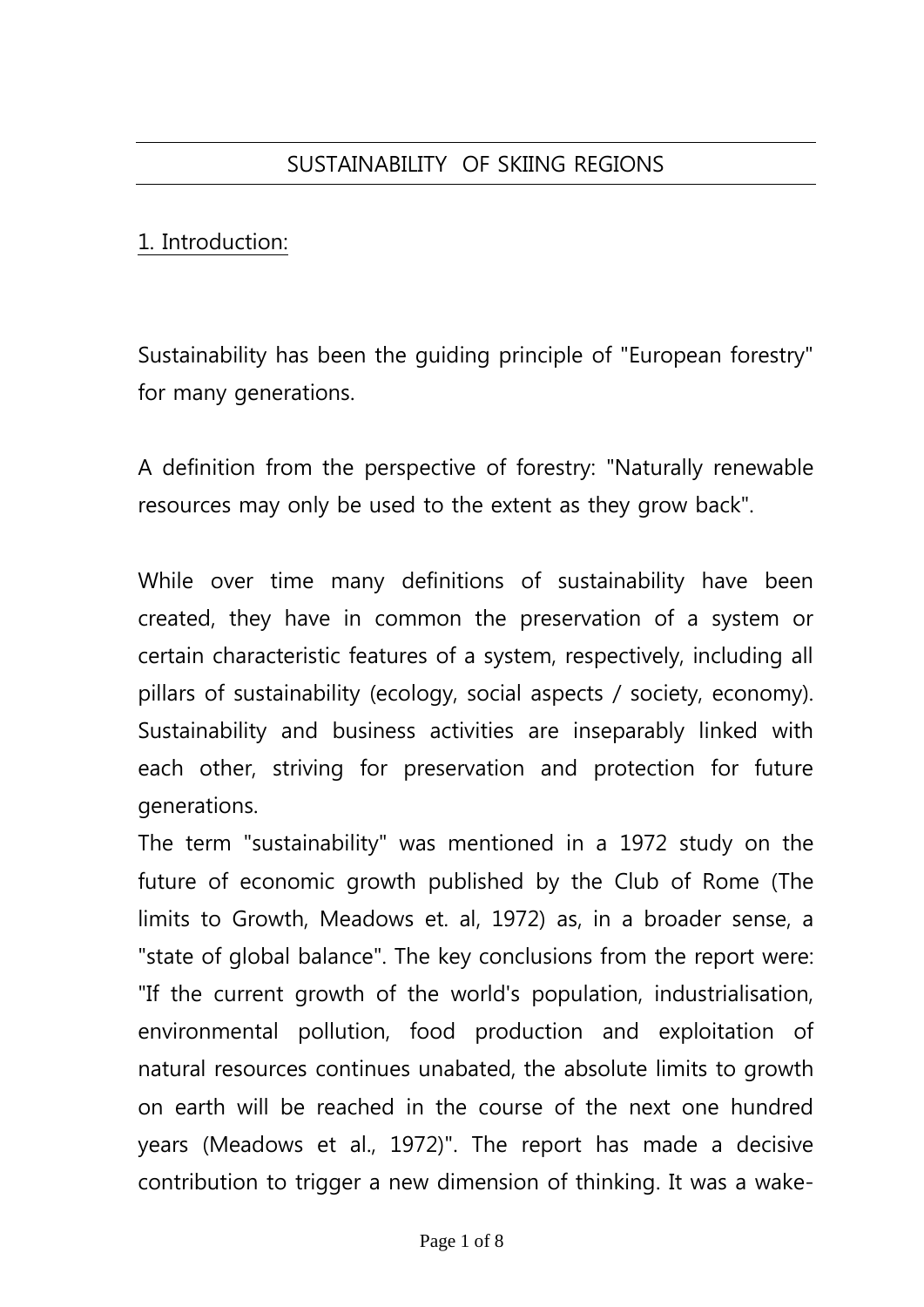# SUSTAINABILITY OF SKIING REGIONS

## 1. Introduction:

Sustainability has been the guiding principle of "European forestry" for many generations.

A definition from the perspective of forestry: "Naturally renewable resources may only be used to the extent as they grow back".

While over time many definitions of sustainability have been created, they have in common the preservation of a system or certain characteristic features of a system, respectively, including all pillars of sustainability (ecology, social aspects / society, economy). Sustainability and business activities are inseparably linked with each other, striving for preservation and protection for future generations.

The term "sustainability" was mentioned in a 1972 study on the future of economic growth published by the Club of Rome (The limits to Growth, Meadows et. al, 1972) as, in a broader sense, a "state of global balance". The key conclusions from the report were: "If the current growth of the world's population, industrialisation, environmental pollution, food production and exploitation of natural resources continues unabated, the absolute limits to growth on earth will be reached in the course of the next one hundred years (Meadows et al., 1972)". The report has made a decisive contribution to trigger a new dimension of thinking. It was a wake-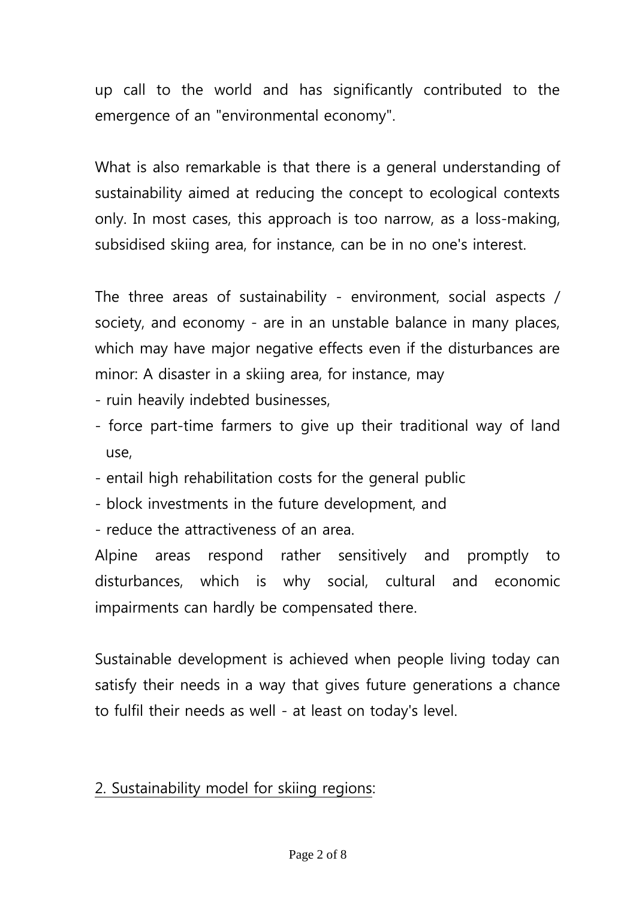up call to the world and has significantly contributed to the emergence of an "environmental economy".

What is also remarkable is that there is a general understanding of sustainability aimed at reducing the concept to ecological contexts only. In most cases, this approach is too narrow, as a loss-making, subsidised skiing area, for instance, can be in no one's interest.

The three areas of sustainability - environment, social aspects / society, and economy - are in an unstable balance in many places, which may have major negative effects even if the disturbances are minor: A disaster in a skiing area, for instance, may

- ruin heavily indebted businesses,
- force part-time farmers to give up their traditional way of land use,
- entail high rehabilitation costs for the general public
- block investments in the future development, and
- reduce the attractiveness of an area.

Alpine areas respond rather sensitively and promptly to disturbances, which is why social, cultural and economic impairments can hardly be compensated there.

Sustainable development is achieved when people living today can satisfy their needs in a way that gives future generations a chance to fulfil their needs as well - at least on today's level.

## 2. Sustainability model for skiing regions: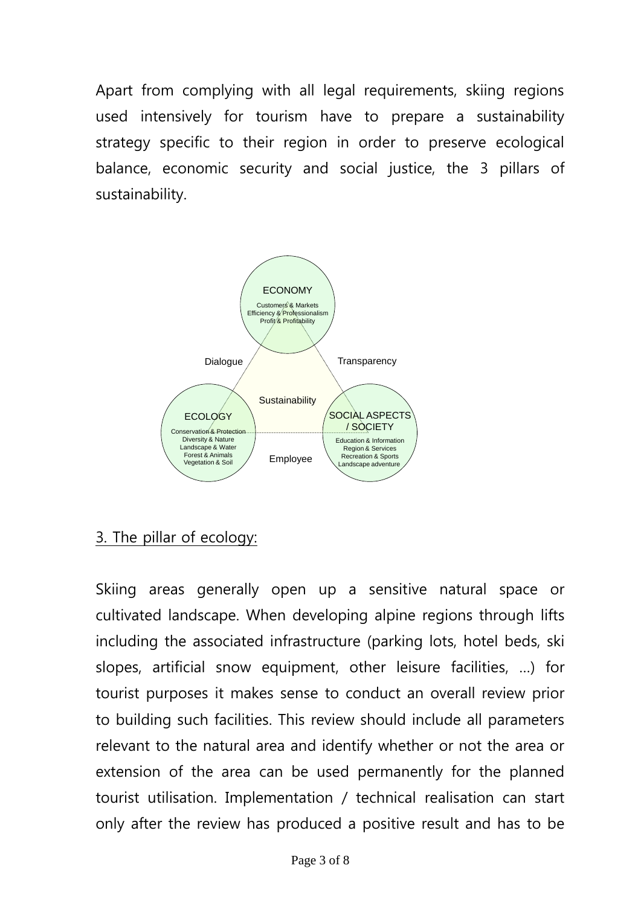Apart from complying with all legal requirements, skiing regions used intensively for tourism have to prepare a sustainability strategy specific to their region in order to preserve ecological balance, economic security and social justice, the 3 pillars of sustainability.

ECONOMY
Customers & Markets
Efficiency & Professionalism
Profit & Profitability

Dialogue

Transparency

Sustainability

ECOLOGY
Conservation & Protection
Diversity & Nature
Landscape & Water
Forest & Animals
Vegetation & Soil

Employee

SOCIAL ASPECTS / SOCIETY
Education & Information
Region & Services
Recreation & Sports
Landscape adventure

## 3. The pillar of ecology:

Skiing areas generally open up a sensitive natural space or cultivated landscape. When developing alpine regions through lifts including the associated infrastructure (parking lots, hotel beds, ski slopes, artificial snow equipment, other leisure facilities, ...) for tourist purposes it makes sense to conduct an overall review prior to building such facilities. This review should include all parameters relevant to the natural area and identify whether or not the area or extension of the area can be used permanently for the planned tourist utilisation. Implementation / technical realisation can start only after the review has produced a positive result and has to be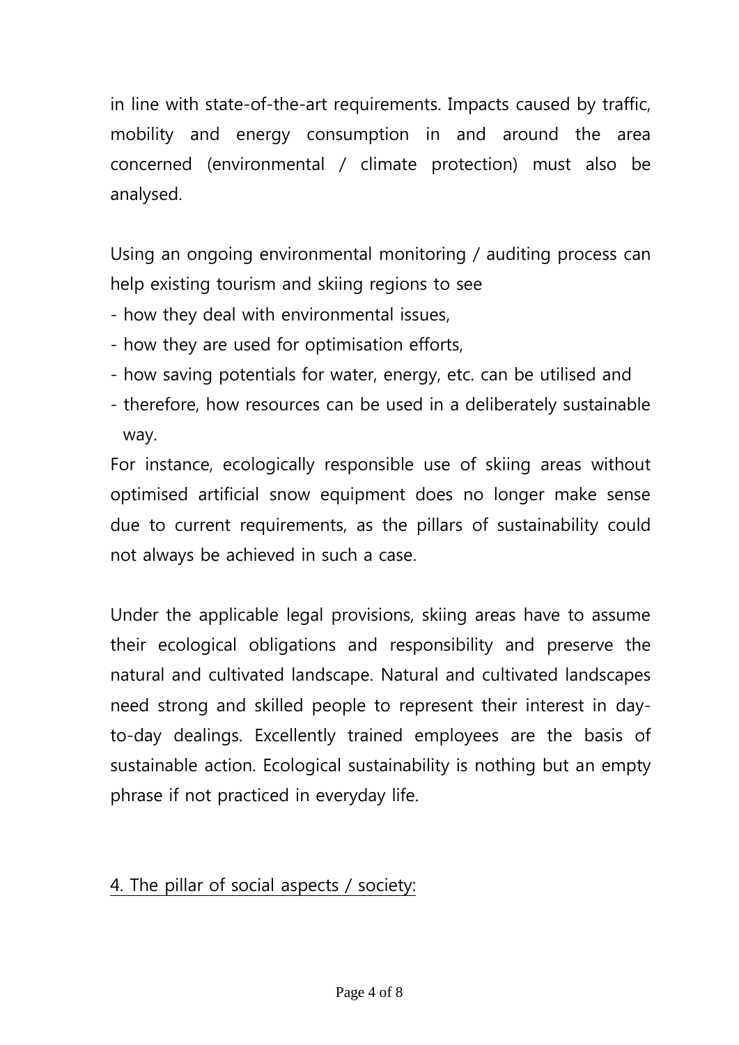in line with state-of-the-art requirements. Impacts caused by traffic, mobility and energy consumption in and around the area concerned (environmental / climate protection) must also be analysed.

Using an ongoing environmental monitoring / auditing process can help existing tourism and skiing regions to see

- how they deal with environmental issues,
- how they are used for optimisation efforts,
- how saving potentials for water, energy, etc. can be utilised and
- therefore, how resources can be used in a deliberately sustainable way.

For instance, ecologically responsible use of skiing areas without optimised artificial snow equipment does no longer make sense due to current requirements, as the pillars of sustainability could not always be achieved in such a case.

Under the applicable legal provisions, skiing areas have to assume their ecological obligations and responsibility and preserve the natural and cultivated landscape. Natural and cultivated landscapes need strong and skilled people to represent their interest in day-to-day dealings. Excellently trained employees are the basis of sustainable action. Ecological sustainability is nothing but an empty phrase if not practiced in everyday life.

## 4. The pillar of social aspects / society: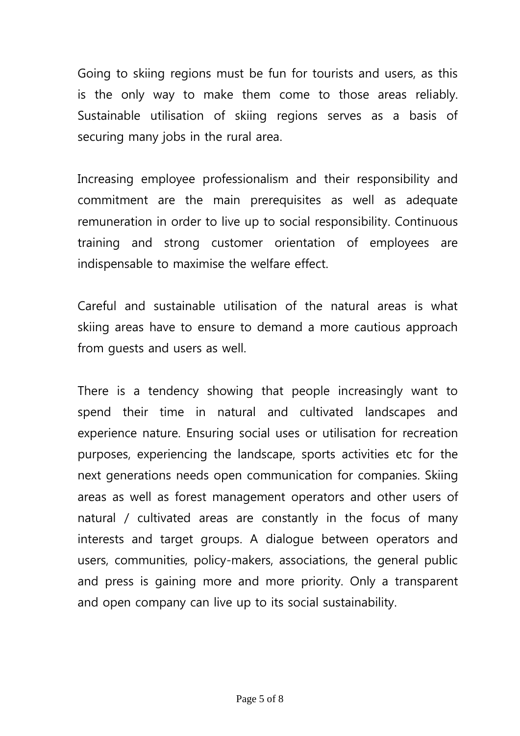Going to skiing regions must be fun for tourists and users, as this is the only way to make them come to those areas reliably. Sustainable utilisation of skiing regions serves as a basis of securing many jobs in the rural area.

Increasing employee professionalism and their responsibility and commitment are the main prerequisites as well as adequate remuneration in order to live up to social responsibility. Continuous training and strong customer orientation of employees are indispensable to maximise the welfare effect.

Careful and sustainable utilisation of the natural areas is what skiing areas have to ensure to demand a more cautious approach from guests and users as well.

There is a tendency showing that people increasingly want to spend their time in natural and cultivated landscapes and experience nature. Ensuring social uses or utilisation for recreation purposes, experiencing the landscape, sports activities etc for the next generations needs open communication for companies. Skiing areas as well as forest management operators and other users of natural / cultivated areas are constantly in the focus of many interests and target groups. A dialogue between operators and users, communities, policy-makers, associations, the general public and press is gaining more and more priority. Only a transparent and open company can live up to its social sustainability.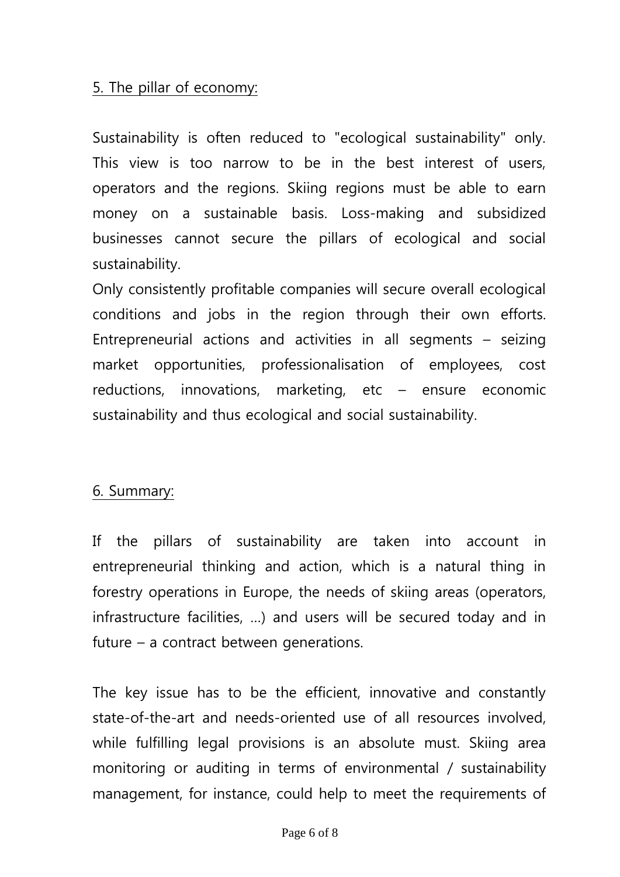## 5. The pillar of economy:

Sustainability is often reduced to "ecological sustainability" only. This view is too narrow to be in the best interest of users, operators and the regions. Skiing regions must be able to earn money on a sustainable basis. Loss-making and subsidized businesses cannot secure the pillars of ecological and social sustainability.

Only consistently profitable companies will secure overall ecological conditions and jobs in the region through their own efforts. Entrepreneurial actions and activities in all segments – seizing market opportunities, professionalisation of employees, cost reductions, innovations, marketing, etc – ensure economic sustainability and thus ecological and social sustainability.

## 6. Summary:

If the pillars of sustainability are taken into account in entrepreneurial thinking and action, which is a natural thing in forestry operations in Europe, the needs of skiing areas (operators, infrastructure facilities, ...) and users will be secured today and in future – a contract between generations.

The key issue has to be the efficient, innovative and constantly state-of-the-art and needs-oriented use of all resources involved, while fulfilling legal provisions is an absolute must. Skiing area monitoring or auditing in terms of environmental / sustainability management, for instance, could help to meet the requirements of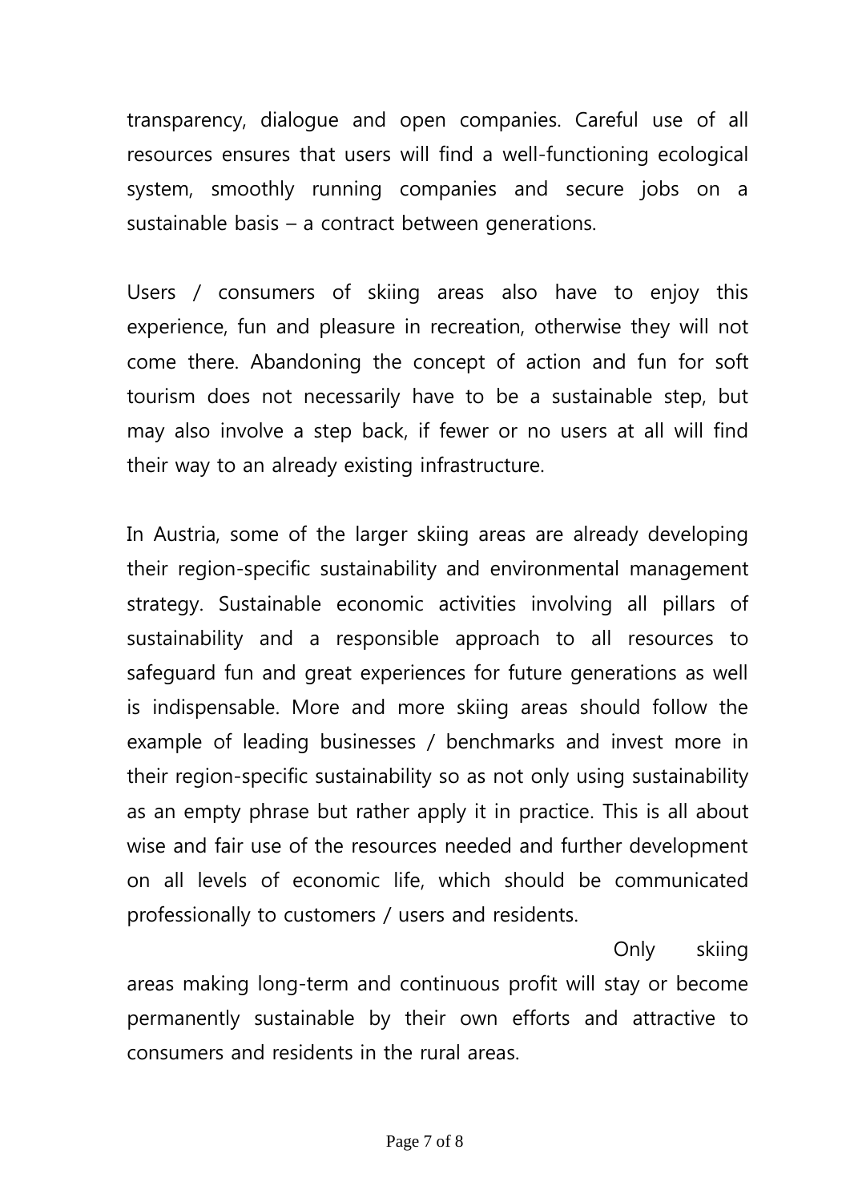transparency, dialogue and open companies. Careful use of all resources ensures that users will find a well-functioning ecological system, smoothly running companies and secure jobs on a sustainable basis – a contract between generations.

Users / consumers of skiing areas also have to enjoy this experience, fun and pleasure in recreation, otherwise they will not come there. Abandoning the concept of action and fun for soft tourism does not necessarily have to be a sustainable step, but may also involve a step back, if fewer or no users at all will find their way to an already existing infrastructure.

In Austria, some of the larger skiing areas are already developing their region-specific sustainability and environmental management strategy. Sustainable economic activities involving all pillars of sustainability and a responsible approach to all resources to safeguard fun and great experiences for future generations as well is indispensable. More and more skiing areas should follow the example of leading businesses / benchmarks and invest more in their region-specific sustainability so as not only using sustainability as an empty phrase but rather apply it in practice. This is all about wise and fair use of the resources needed and further development on all levels of economic life, which should be communicated professionally to customers / users and residents.

Only skiing areas making long-term and continuous profit will stay or become permanently sustainable by their own efforts and attractive to consumers and residents in the rural areas.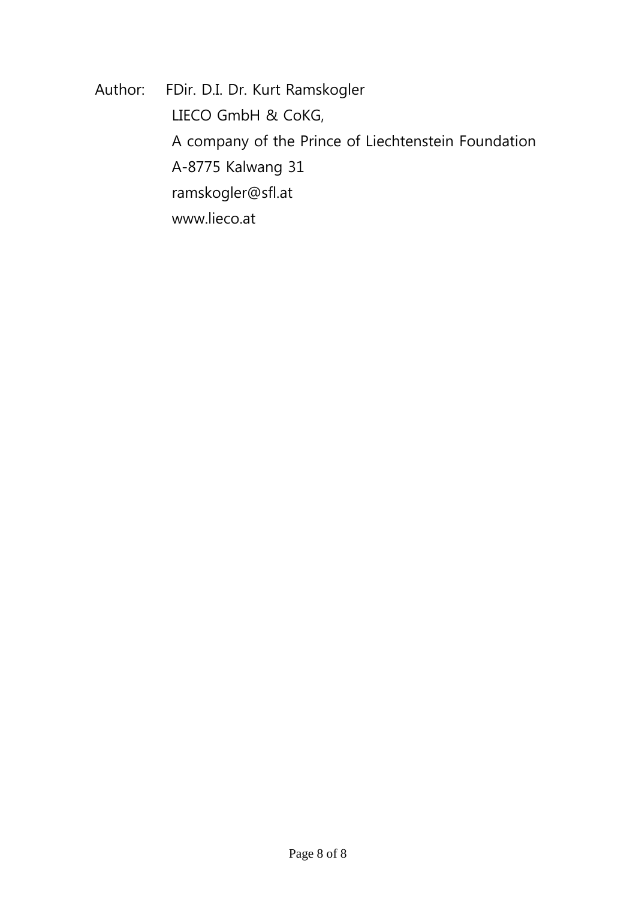Author: FDir. D.I. Dr. Kurt Ramskogler

LIECO GmbH & CoKG,

A company of the Prince of Liechtenstein Foundation

A-8775 Kalwang 31

ramskogler@sfl.at

www.lieco.at